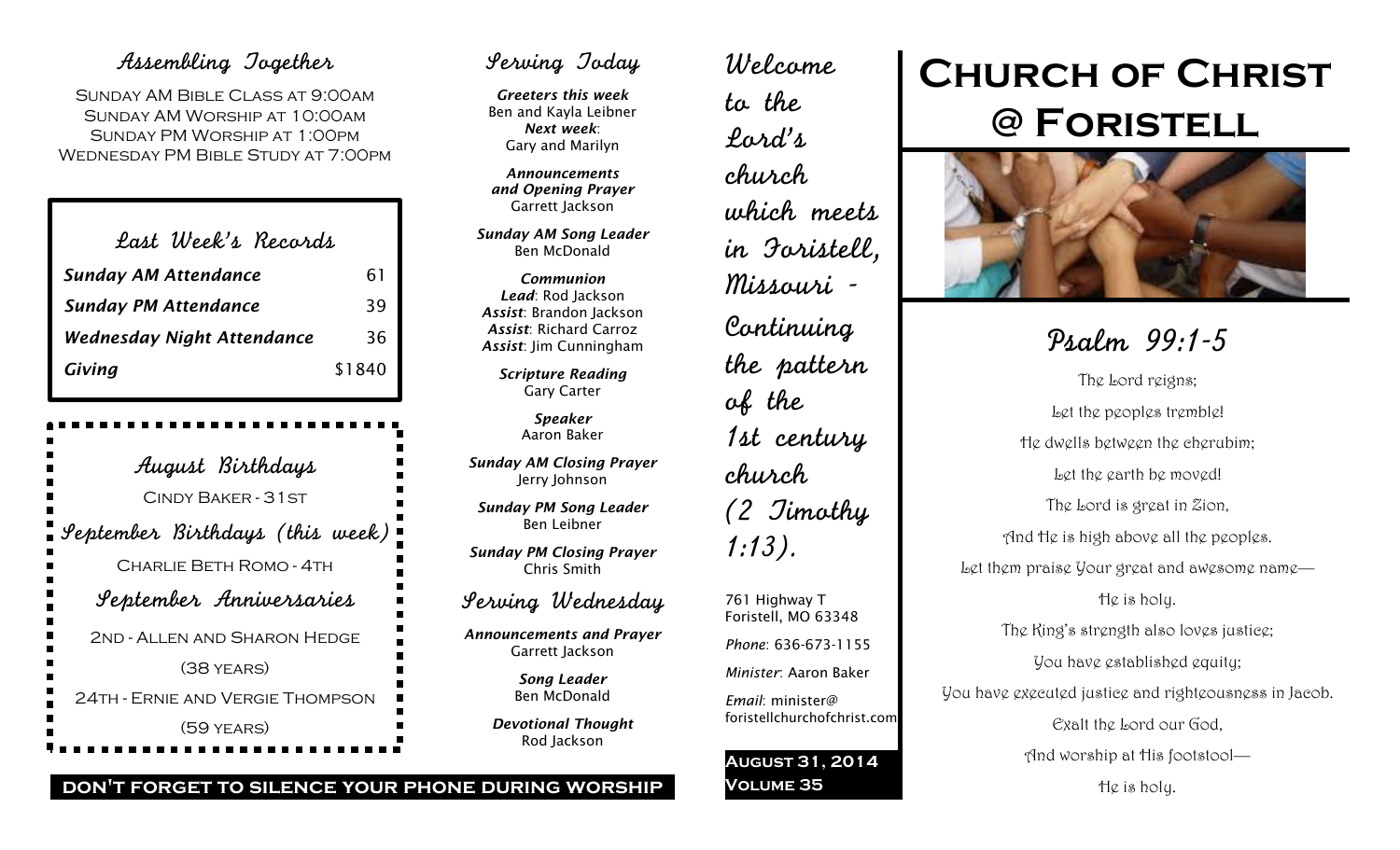## Assembling Together

Sunday AM Bible Class at 9:00am
Sunday AM Worship at 10:00am
Sunday PM Worship at 1:00pm
Wednesday PM Bible Study at 7:00pm

## Last Week's Records

| | |
|---|---|
| *Sunday AM Attendance* | 61 |
| *Sunday PM Attendance* | 39 |
| *Wednesday Night Attendance* | 36 |
| *Giving* | $1840 |

## August Birthdays

Cindy Baker - 31st

## September Birthdays (this week)

Charlie Beth Romo - 4th

## September Anniversaries

2nd - Allen and Sharon Hedge

(38 years)

24th - Ernie and Vergie Thompson

(59 years)

## Serving Today

***Greeters this week***
Ben and Kayla Leibner
***Next week***:
Gary and Marilyn

***Announcements and Opening Prayer***
Garrett Jackson

***Sunday AM Song Leader***
Ben McDonald

***Communion***
***Lead***: Rod Jackson
***Assist***: Brandon Jackson
***Assist***: Richard Carroz
***Assist***: Jim Cunningham

***Scripture Reading***
Gary Carter

***Speaker***
Aaron Baker

***Sunday AM Closing Prayer***
Jerry Johnson

***Sunday PM Song Leader***
Ben Leibner

***Sunday PM Closing Prayer***
Chris Smith

## Serving Wednesday

***Announcements and Prayer***
Garrett Jackson

***Song Leader***
Ben McDonald

***Devotional Thought***
Rod Jackson

**DON'T FORGET TO SILENCE YOUR PHONE DURING WORSHIP**

Welcome to the Lord's church which meets in Foristell, Missouri - Continuing the pattern of the 1st century church (2 Timothy 1:13).

761 Highway T
Foristell, MO 63348

*Phone*: 636-673-1155

*Minister*: Aaron Baker

*Email*: minister@foristellchurchofchrist.com

**August 31, 2014**
**Volume 35**

# Church of Christ @ Foristell

## Psalm 99:1-5

The Lord reigns;
Let the peoples tremble!
He dwells between the cherubim;
Let the earth be moved!
The Lord is great in Zion,
And He is high above all the peoples.
Let them praise Your great and awesome name—
He is holy.
The King's strength also loves justice;
You have established equity;
You have executed justice and righteousness in Jacob.
Exalt the Lord our God,
And worship at His footstool—
He is holy.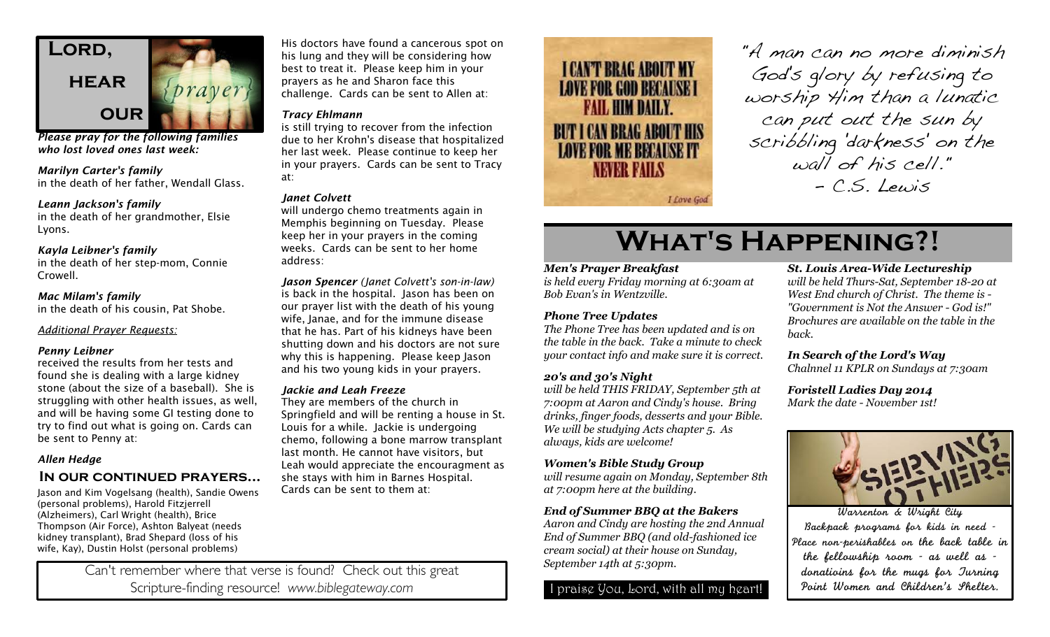# Lord, hear our {prayer}

***Please pray for the following families who lost loved ones last week:***

***Marilyn Carter's family***
in the death of her father, Wendall Glass.

***Leann Jackson's family***
in the death of her grandmother, Elsie Lyons.

***Kayla Leibner's family***
in the death of her step-mom, Connie Crowell.

***Mac Milam's family***
in the death of his cousin, Pat Shobe.

*Additional Prayer Requests:*

***Penny Leibner***
received the results from her tests and found she is dealing with a large kidney stone (about the size of a baseball). She is struggling with other health issues, as well, and will be having some GI testing done to try to find out what is going on. Cards can be sent to Penny at:

***Allen Hedge***
His doctors have found a cancerous spot on his lung and they will be considering how best to treat it. Please keep him in your prayers as he and Sharon face this challenge. Cards can be sent to Allen at:

***Tracy Ehlmann***
is still trying to recover from the infection due to her Krohn's disease that hospitalized her last week. Please continue to keep her in your prayers. Cards can be sent to Tracy at:

***Janet Colvett***
will undergo chemo treatments again in Memphis beginning on Tuesday. Please keep her in your prayers in the coming weeks. Cards can be sent to her home address:

***Jason Spencer*** *(Janet Colvett's son-in-law)*
is back in the hospital. Jason has been on our prayer list with the death of his young wife, Janae, and for the immune disease that he has. Part of his kidneys have been shutting down and his doctors are not sure why this is happening. Please keep Jason and his two young kids in your prayers.

***Jackie and Leah Freeze***
They are members of the church in Springfield and will be renting a house in St. Louis for a while. Jackie is undergoing chemo, following a bone marrow transplant last month. He cannot have visitors, but Leah would appreciate the encouragment as she stays with him in Barnes Hospital. Cards can be sent to them at:

## In our continued prayers...

Jason and Kim Vogelsang (health), Sandie Owens (personal problems), Harold Fitzjerrell (Alzheimers), Carl Wright (health), Brice Thompson (Air Force), Ashton Balyeat (needs kidney transplant), Brad Shepard (loss of his wife, Kay), Dustin Holst (personal problems)

Can't remember where that verse is found? Check out this great Scripture-finding resource! *www.biblegateway.com*

I CAN'T BRAG ABOUT MY LOVE FOR GOD BECAUSE I FAIL HIM DAILY. BUT I CAN BRAG ABOUT HIS LOVE FOR ME BECAUSE IT NEVER FAILS

I Love God

"A man can no more diminish God's glory by refusing to worship Him than a lunatic can put out the sun by scribbling 'darkness' on the wall of his cell."
– C.S. Lewis

# What's Happening?!

***Men's Prayer Breakfast***
*is held every Friday morning at 6:30am at Bob Evan's in Wentzville.*

***Phone Tree Updates***
*The Phone Tree has been updated and is on the table in the back. Take a minute to check your contact info and make sure it is correct.*

***20's and 30's Night***
*will be held THIS FRIDAY, September 5th at 7:00pm at Aaron and Cindy's house. Bring drinks, finger foods, desserts and your Bible. We will be studying Acts chapter 5. As always, kids are welcome!*

***Women's Bible Study Group***
*will resume again on Monday, September 8th at 7:00pm here at the building.*

***End of Summer BBQ at the Bakers***
*Aaron and Cindy are hosting the 2nd Annual End of Summer BBQ (and old-fashioned ice cream social) at their house on Sunday, September 14th at 5:30pm.*

I praise You, Lord, with all my heart!

***St. Louis Area-Wide Lectureship***
*will be held Thurs-Sat, September 18-20 at West End church of Christ. The theme is - "Government is Not the Answer - God is!" Brochures are available on the table in the back.*

***In Search of the Lord's Way***
*Chalnnel 11 KPLR on Sundays at 7:30am*

***Foristell Ladies Day 2014***
*Mark the date - November 1st!*

SERVING OTHERS

Warrenton & Wright City Backpack programs for kids in need - Place non-perishables on the back table in the fellowship room - as well as - donatioins for the mugs for Turning Point Women and Children's Shelter.